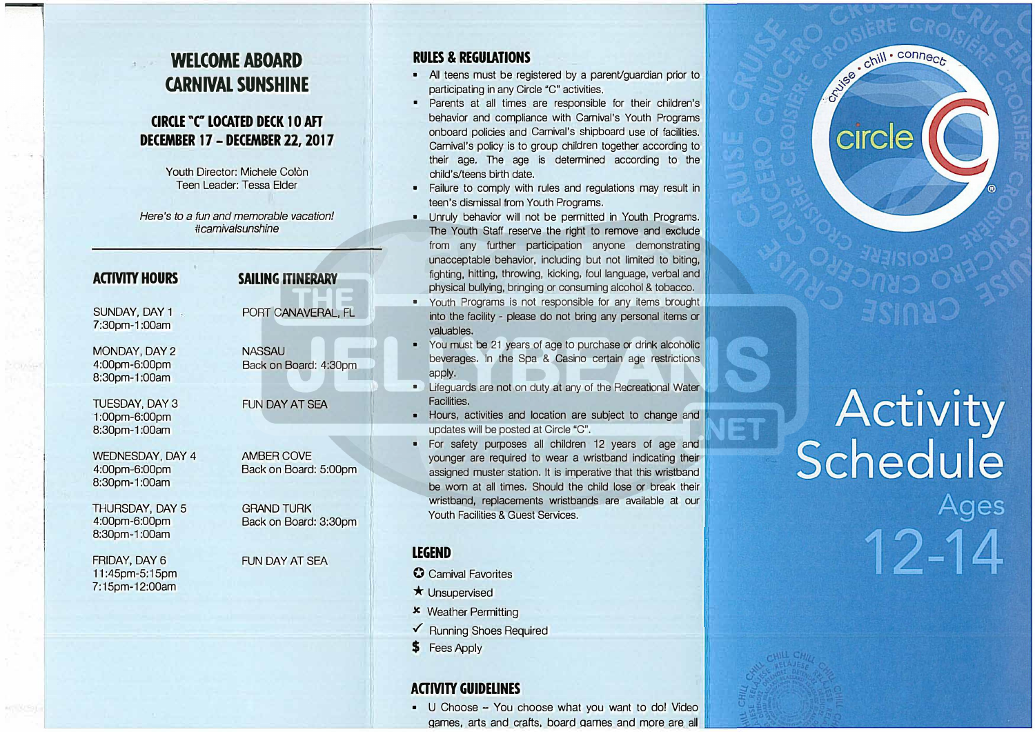# WELCOME ABOARD CARNIVAL SUNSHINE

## CIRCLE "C" LOCATED DECK 10 AFT
## DECEMBER 17 – DECEMBER 22, 2017

Youth Director: Michele Colòn
Teen Leader: Tessa Elder

*Here's to a fun and memorable vacation!*
*#carnivalsunshine*

| ACTIVITY HOURS | SAILING ITINERARY |
|---|---|
| SUNDAY, DAY 1<br>7:30pm-1:00am | PORT CANAVERAL, FL |
| MONDAY, DAY 2<br>4:00pm-6:00pm<br>8:30pm-1:00am | NASSAU<br>Back on Board: 4:30pm |
| TUESDAY, DAY 3<br>1:00pm-6:00pm<br>8:30pm-1:00am | FUN DAY AT SEA |
| WEDNESDAY, DAY 4<br>4:00pm-6:00pm<br>8:30pm-1:00am | AMBER COVE<br>Back on Board: 5:00pm |
| THURSDAY, DAY 5<br>4:00pm-6:00pm<br>8:30pm-1:00am | GRAND TURK<br>Back on Board: 3:30pm |
| FRIDAY, DAY 6<br>11:45pm-5:15pm<br>7:15pm-12:00am | FUN DAY AT SEA |

## RULES & REGULATIONS

- All teens must be registered by a parent/guardian prior to participating in any Circle "C" activities.
- Parents at all times are responsible for their children's behavior and compliance with Carnival's Youth Programs onboard policies and Carnival's shipboard use of facilities. Carnival's policy is to group children together according to their age. The age is determined according to the child's/teens birth date.
- Failure to comply with rules and regulations may result in teen's dismissal from Youth Programs.
- Unruly behavior will not be permitted in Youth Programs. The Youth Staff reserve the right to remove and exclude from any further participation anyone demonstrating unacceptable behavior, including but not limited to biting, fighting, hitting, throwing, kicking, foul language, verbal and physical bullying, bringing or consuming alcohol & tobacco.
- Youth Programs is not responsible for any items brought into the facility - please do not bring any personal items or valuables.
- You must be 21 years of age to purchase or drink alcoholic beverages. In the Spa & Casino certain age restrictions apply.
- Lifeguards are not on duty at any of the Recreational Water Facilities.
- Hours, activities and location are subject to change and updates will be posted at Circle "C".
- For safety purposes all children 12 years of age and younger are required to wear a wristband indicating their assigned muster station. It is imperative that this wristband be worn at all times. Should the child lose or break their wristband, replacements wristbands are available at our Youth Facilities & Guest Services.

## LEGEND

- ✪ Carnival Favorites
- ★ Unsupervised
- ✘ Weather Permitting
- ✓ Running Shoes Required
- $ Fees Apply

## ACTIVITY GUIDELINES

- U Choose – You choose what you want to do! Video games, arts and crafts, board games and more are all

cruise • chill • connect

circle C

# Activity Schedule

## Ages 12-14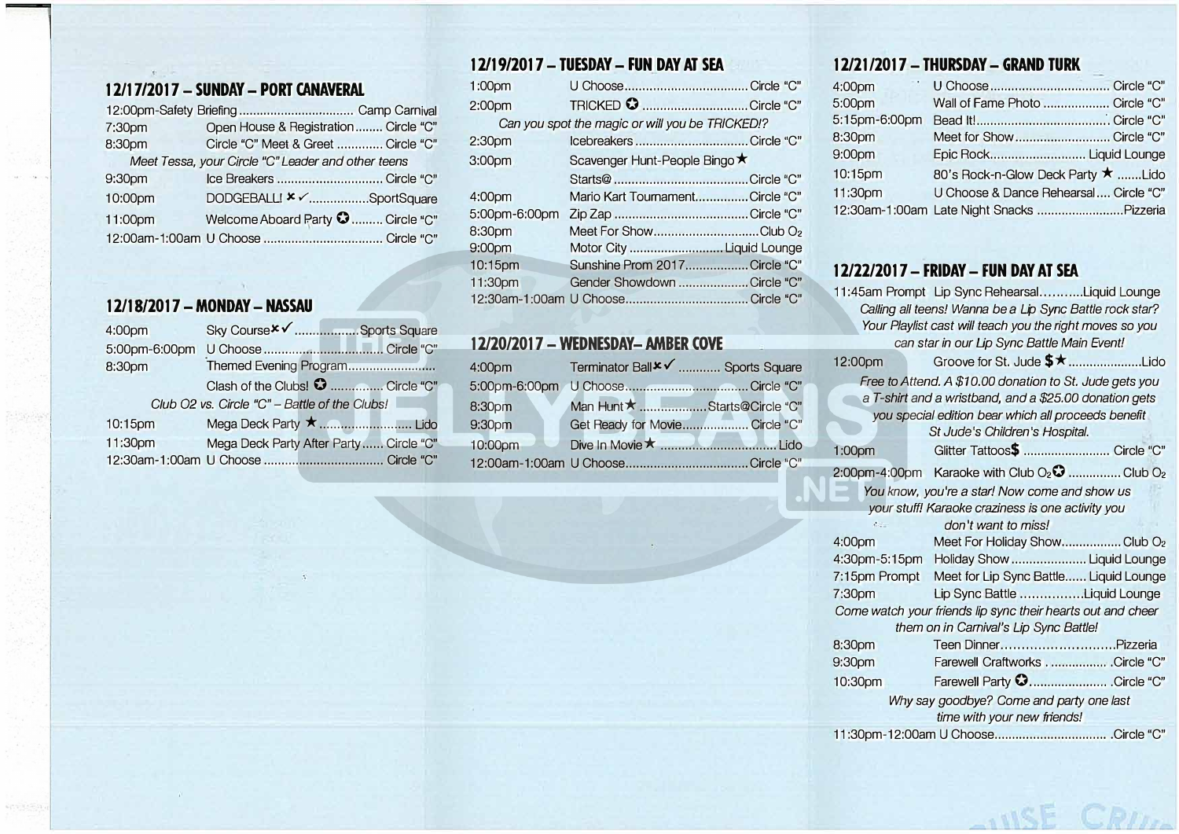## 12/17/2017 – SUNDAY – PORT CANAVERAL

| | | |
|---|---|---|
| 12:00pm | Safety Briefing | Camp Carnival |
| 7:30pm | Open House & Registration | Circle "C" |
| 8:30pm | Circle "C" Meet & Greet | Circle "C" |

*Meet Tessa, your Circle "C" Leader and other teens*

| | | |
|---|---|---|
| 9:30pm | Ice Breakers | Circle "C" |
| 10:00pm | DODGEBALL! ✖ ✓ | SportSquare |
| 11:00pm | Welcome Aboard Party ✪ | Circle "C" |
| 12:00am-1:00am | U Choose | Circle "C" |

## 12/18/2017 – MONDAY – NASSAU

| | | |
|---|---|---|
| 4:00pm | Sky Course ✖ ✓ | Sports Square |
| 5:00pm-6:00pm | U Choose | Circle "C" |
| 8:30pm | Themed Evening Program | |
| | Clash of the Clubs! ✪ | Circle "C" |

*Club O2 vs. Circle "C" – Battle of the Clubs!*

| | | |
|---|---|---|
| 10:15pm | Mega Deck Party ★ | Lido |
| 11:30pm | Mega Deck Party After Party | Circle "C" |
| 12:30am-1:00am | U Choose | Circle "C" |

## 12/19/2017 – TUESDAY – FUN DAY AT SEA

| | | |
|---|---|---|
| 1:00pm | U Choose | Circle "C" |
| 2:00pm | TRICKED ✪ | Circle "C" |

*Can you spot the magic or will you be TRICKED!?*

| | | |
|---|---|---|
| 2:30pm | Icebreakers | Circle "C" |
| 3:00pm | Scavenger Hunt-People Bingo ★ Starts@ | Circle "C" |
| 4:00pm | Mario Kart Tournament | Circle "C" |
| 5:00pm-6:00pm | Zip Zap | Circle "C" |
| 8:30pm | Meet For Show | Club $O_2$ |
| 9:00pm | Motor City | Liquid Lounge |
| 10:15pm | Sunshine Prom 2017 | Circle "C" |
| 11:30pm | Gender Showdown | Circle "C" |
| 12:30am-1:00am | U Choose | Circle "C" |

## 12/20/2017 – WEDNESDAY– AMBER COVE

| | | |
|---|---|---|
| 4:00pm | Terminator Ball ✖ ✓ | Sports Square |
| 5:00pm-6:00pm | U Choose | Circle "C" |
| 8:30pm | Man Hunt ★ | Starts@Circle "C" |
| 9:30pm | Get Ready for Movie | Circle "C" |
| 10:00pm | Dive In Movie ★ | Lido |
| 12:00am-1:00am | U Choose | Circle "C" |

## 12/21/2017 – THURSDAY – GRAND TURK

| | | |
|---|---|---|
| 4:00pm | U Choose | Circle "C" |
| 5:00pm | Wall of Fame Photo | Circle "C" |
| 5:15pm-6:00pm | Bead It! | Circle "C" |
| 8:30pm | Meet for Show | Circle "C" |
| 9:00pm | Epic Rock | Liquid Lounge |
| 10:15pm | 80's Rock-n-Glow Deck Party ★ | Lido |
| 11:30pm | U Choose & Dance Rehearsal | Circle "C" |
| 12:30am-1:00am | Late Night Snacks | Pizzeria |

## 12/22/2017 – FRIDAY – FUN DAY AT SEA

| | | |
|---|---|---|
| 11:45am Prompt | Lip Sync Rehearsal | Liquid Lounge |

*Calling all teens! Wanna be a Lip Sync Battle rock star? Your Playlist cast will teach you the right moves so you can star in our Lip Sync Battle Main Event!*

| | | |
|---|---|---|
| 12:00pm | Groove for St. Jude $ ★ | Lido |

*Free to Attend. A $10.00 donation to St. Jude gets you a T-shirt and a wristband, and a $25.00 donation gets you special edition bear which all proceeds benefit St Jude's Children's Hospital.*

| | | |
|---|---|---|
| 1:00pm | Glitter Tattoos $ | Circle "C" |
| 2:00pm-4:00pm | Karaoke with Club $O_2$ ✪ | Club $O_2$ |

*You know, you're a star! Now come and show us your stuff! Karaoke craziness is one activity you don't want to miss!*

| | | |
|---|---|---|
| 4:00pm | Meet For Holiday Show | Club $O_2$ |
| 4:30pm-5:15pm | Holiday Show | Liquid Lounge |
| 7:15pm Prompt | Meet for Lip Sync Battle | Liquid Lounge |
| 7:30pm | Lip Sync Battle | Liquid Lounge |

*Come watch your friends lip sync their hearts out and cheer them on in Carnival's Lip Sync Battle!*

| | | |
|---|---|---|
| 8:30pm | Teen Dinner | Pizzeria |
| 9:30pm | Farewell Craftworks | Circle "C" |
| 10:30pm | Farewell Party ✪ | Circle "C" |

*Why say goodbye? Come and party one last time with your new friends!*

| | | |
|---|---|---|
| 11:30pm-12:00am | U Choose | Circle "C" |